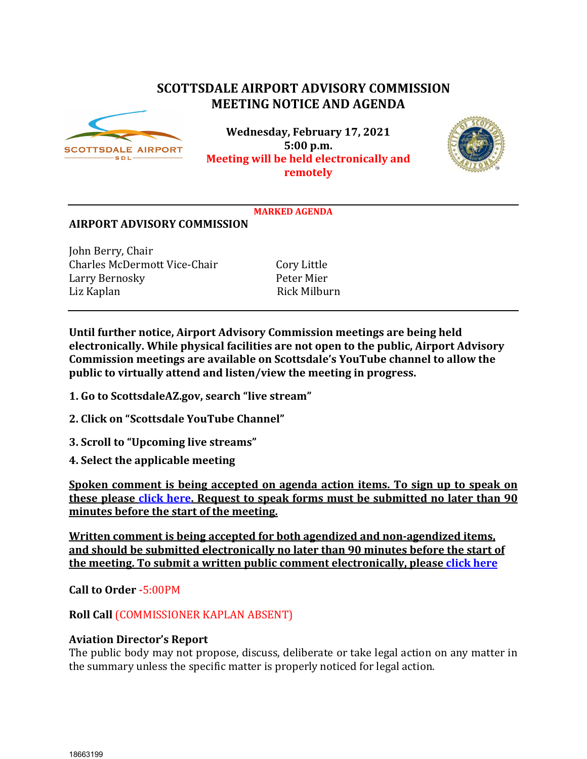# SCOTTSDALE AIRPORT ADVISORY COMMISSION
# MEETING NOTICE AND AGENDA

**Wednesday, February 17, 2021**
**5:00 p.m.**
**Meeting will be held electronically and remotely**

**MARKED AGENDA**

## AIRPORT ADVISORY COMMISSION

John Berry, Chair
Charles McDermott Vice-Chair
Larry Bernosky
Liz Kaplan
Cory Little
Peter Mier
Rick Milburn

**Until further notice, Airport Advisory Commission meetings are being held electronically. While physical facilities are not open to the public, Airport Advisory Commission meetings are available on Scottsdale's YouTube channel to allow the public to virtually attend and listen/view the meeting in progress.**

**1. Go to ScottsdaleAZ.gov, search "live stream"**

**2. Click on "Scottsdale YouTube Channel"**

**3. Scroll to "Upcoming live streams"**

**4. Select the applicable meeting**

**Spoken comment is being accepted on agenda action items. To sign up to speak on these please click here. Request to speak forms must be submitted no later than 90 minutes before the start of the meeting.**

**Written comment is being accepted for both agendized and non-agendized items, and should be submitted electronically no later than 90 minutes before the start of the meeting. To submit a written public comment electronically, please click here**

**Call to Order** -5:00PM

**Roll Call** (COMMISSIONER KAPLAN ABSENT)

**Aviation Director's Report**
The public body may not propose, discuss, deliberate or take legal action on any matter in the summary unless the specific matter is properly noticed for legal action.

18663199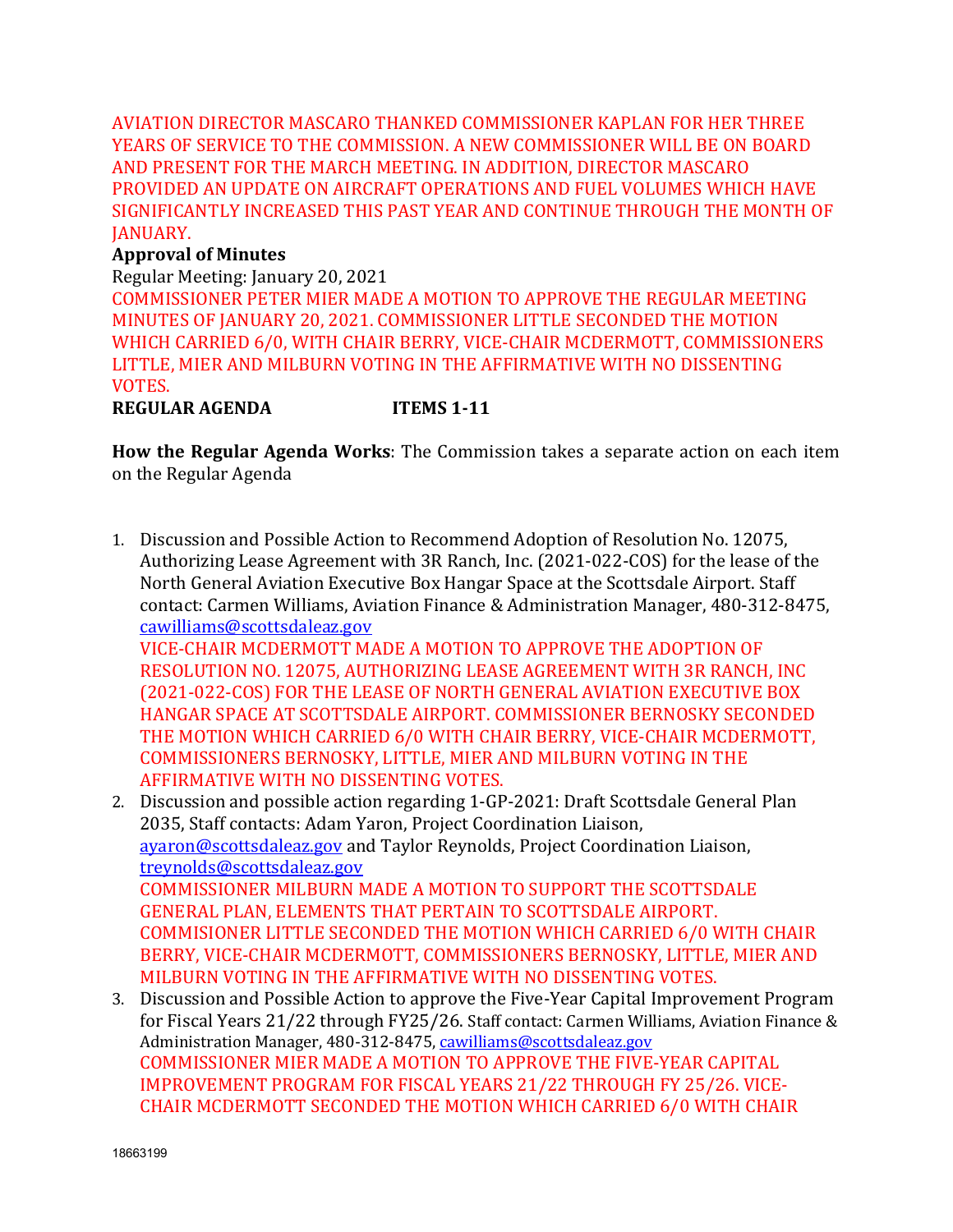AVIATION DIRECTOR MASCARO THANKED COMMISSIONER KAPLAN FOR HER THREE YEARS OF SERVICE TO THE COMMISSION. A NEW COMMISSIONER WILL BE ON BOARD AND PRESENT FOR THE MARCH MEETING. IN ADDITION, DIRECTOR MASCARO PROVIDED AN UPDATE ON AIRCRAFT OPERATIONS AND FUEL VOLUMES WHICH HAVE SIGNIFICANTLY INCREASED THIS PAST YEAR AND CONTINUE THROUGH THE MONTH OF JANUARY.

**Approval of Minutes**

Regular Meeting: January 20, 2021

COMMISSIONER PETER MIER MADE A MOTION TO APPROVE THE REGULAR MEETING MINUTES OF JANUARY 20, 2021. COMMISSIONER LITTLE SECONDED THE MOTION WHICH CARRIED 6/0, WITH CHAIR BERRY, VICE-CHAIR MCDERMOTT, COMMISSIONERS LITTLE, MIER AND MILBURN VOTING IN THE AFFIRMATIVE WITH NO DISSENTING VOTES.

**REGULAR AGENDA ITEMS 1-11**

**How the Regular Agenda Works**: The Commission takes a separate action on each item on the Regular Agenda

1. Discussion and Possible Action to Recommend Adoption of Resolution No. 12075, Authorizing Lease Agreement with 3R Ranch, Inc. (2021-022-COS) for the lease of the North General Aviation Executive Box Hangar Space at the Scottsdale Airport. Staff contact: Carmen Williams, Aviation Finance & Administration Manager, 480-312-8475, cawilliams@scottsdaleaz.gov
   VICE-CHAIR MCDERMOTT MADE A MOTION TO APPROVE THE ADOPTION OF RESOLUTION NO. 12075, AUTHORIZING LEASE AGREEMENT WITH 3R RANCH, INC (2021-022-COS) FOR THE LEASE OF NORTH GENERAL AVIATION EXECUTIVE BOX HANGAR SPACE AT SCOTTSDALE AIRPORT. COMMISSIONER BERNOSKY SECONDED THE MOTION WHICH CARRIED 6/0 WITH CHAIR BERRY, VICE-CHAIR MCDERMOTT, COMMISSIONERS BERNOSKY, LITTLE, MIER AND MILBURN VOTING IN THE AFFIRMATIVE WITH NO DISSENTING VOTES.
2. Discussion and possible action regarding 1-GP-2021: Draft Scottsdale General Plan 2035, Staff contacts: Adam Yaron, Project Coordination Liaison, ayaron@scottsdaleaz.gov and Taylor Reynolds, Project Coordination Liaison, treynolds@scottsdaleaz.gov
   COMMISSIONER MILBURN MADE A MOTION TO SUPPORT THE SCOTTSDALE GENERAL PLAN, ELEMENTS THAT PERTAIN TO SCOTTSDALE AIRPORT. COMMISIONER LITTLE SECONDED THE MOTION WHICH CARRIED 6/0 WITH CHAIR BERRY, VICE-CHAIR MCDERMOTT, COMMISSIONERS BERNOSKY, LITTLE, MIER AND MILBURN VOTING IN THE AFFIRMATIVE WITH NO DISSENTING VOTES.
3. Discussion and Possible Action to approve the Five-Year Capital Improvement Program for Fiscal Years 21/22 through FY25/26. Staff contact: Carmen Williams, Aviation Finance & Administration Manager, 480-312-8475, cawilliams@scottsdaleaz.gov
   COMMISSIONER MIER MADE A MOTION TO APPROVE THE FIVE-YEAR CAPITAL IMPROVEMENT PROGRAM FOR FISCAL YEARS 21/22 THROUGH FY 25/26. VICE-CHAIR MCDERMOTT SECONDED THE MOTION WHICH CARRIED 6/0 WITH CHAIR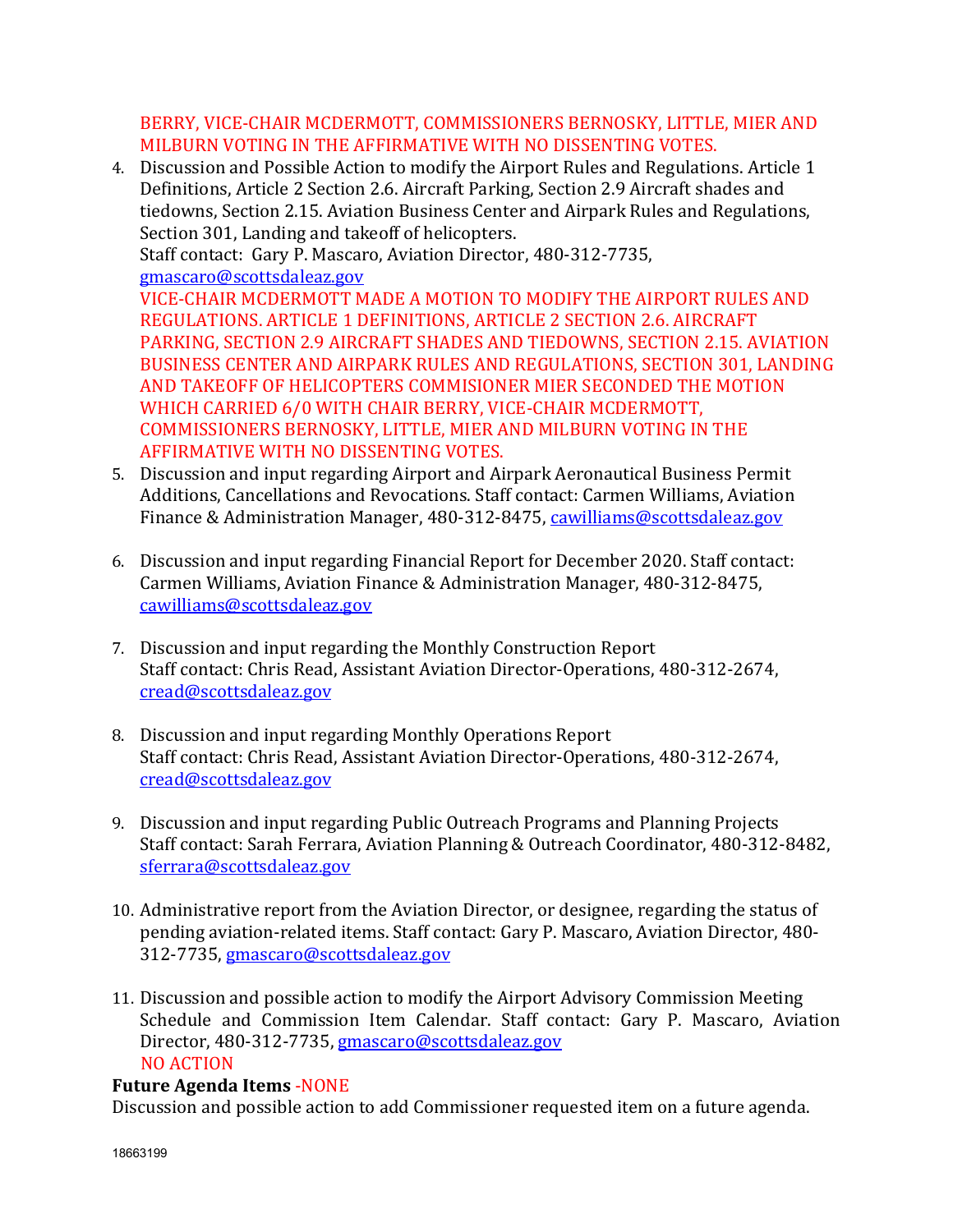BERRY, VICE-CHAIR MCDERMOTT, COMMISSIONERS BERNOSKY, LITTLE, MIER AND MILBURN VOTING IN THE AFFIRMATIVE WITH NO DISSENTING VOTES.

4. Discussion and Possible Action to modify the Airport Rules and Regulations. Article 1 Definitions, Article 2 Section 2.6. Aircraft Parking, Section 2.9 Aircraft shades and tiedowns, Section 2.15. Aviation Business Center and Airpark Rules and Regulations, Section 301, Landing and takeoff of helicopters.
   Staff contact: Gary P. Mascaro, Aviation Director, 480-312-7735, gmascaro@scottsdaleaz.gov
   VICE-CHAIR MCDERMOTT MADE A MOTION TO MODIFY THE AIRPORT RULES AND REGULATIONS. ARTICLE 1 DEFINITIONS, ARTICLE 2 SECTION 2.6. AIRCRAFT PARKING, SECTION 2.9 AIRCRAFT SHADES AND TIEDOWNS, SECTION 2.15. AVIATION BUSINESS CENTER AND AIRPARK RULES AND REGULATIONS, SECTION 301, LANDING AND TAKEOFF OF HELICOPTERS COMMISIONER MIER SECONDED THE MOTION WHICH CARRIED 6/0 WITH CHAIR BERRY, VICE-CHAIR MCDERMOTT, COMMISSIONERS BERNOSKY, LITTLE, MIER AND MILBURN VOTING IN THE AFFIRMATIVE WITH NO DISSENTING VOTES.

5. Discussion and input regarding Airport and Airpark Aeronautical Business Permit Additions, Cancellations and Revocations. Staff contact: Carmen Williams, Aviation Finance & Administration Manager, 480-312-8475, cawilliams@scottsdaleaz.gov

6. Discussion and input regarding Financial Report for December 2020. Staff contact: Carmen Williams, Aviation Finance & Administration Manager, 480-312-8475, cawilliams@scottsdaleaz.gov

7. Discussion and input regarding the Monthly Construction Report
   Staff contact: Chris Read, Assistant Aviation Director-Operations, 480-312-2674, cread@scottsdaleaz.gov

8. Discussion and input regarding Monthly Operations Report
   Staff contact: Chris Read, Assistant Aviation Director-Operations, 480-312-2674, cread@scottsdaleaz.gov

9. Discussion and input regarding Public Outreach Programs and Planning Projects
   Staff contact: Sarah Ferrara, Aviation Planning & Outreach Coordinator, 480-312-8482, sferrara@scottsdaleaz.gov

10. Administrative report from the Aviation Director, or designee, regarding the status of pending aviation-related items. Staff contact: Gary P. Mascaro, Aviation Director, 480-312-7735, gmascaro@scottsdaleaz.gov

11. Discussion and possible action to modify the Airport Advisory Commission Meeting Schedule and Commission Item Calendar. Staff contact: Gary P. Mascaro, Aviation Director, 480-312-7735, gmascaro@scottsdaleaz.gov
    NO ACTION

**Future Agenda Items** -NONE

Discussion and possible action to add Commissioner requested item on a future agenda.

18663199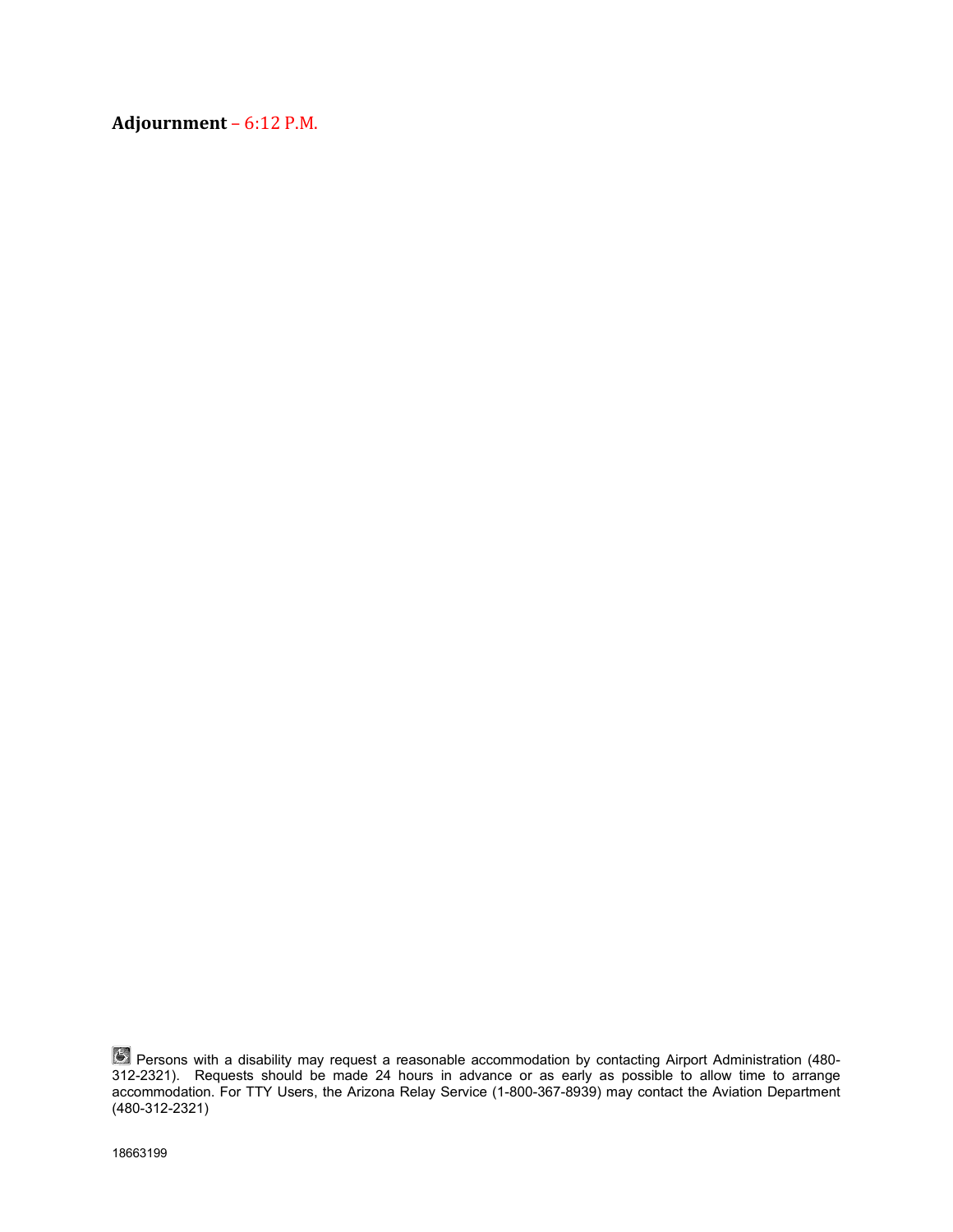**Adjournment** – 6:12 P.M.

Persons with a disability may request a reasonable accommodation by contacting Airport Administration (480-312-2321). Requests should be made 24 hours in advance or as early as possible to allow time to arrange accommodation. For TTY Users, the Arizona Relay Service (1-800-367-8939) may contact the Aviation Department (480-312-2321)

18663199